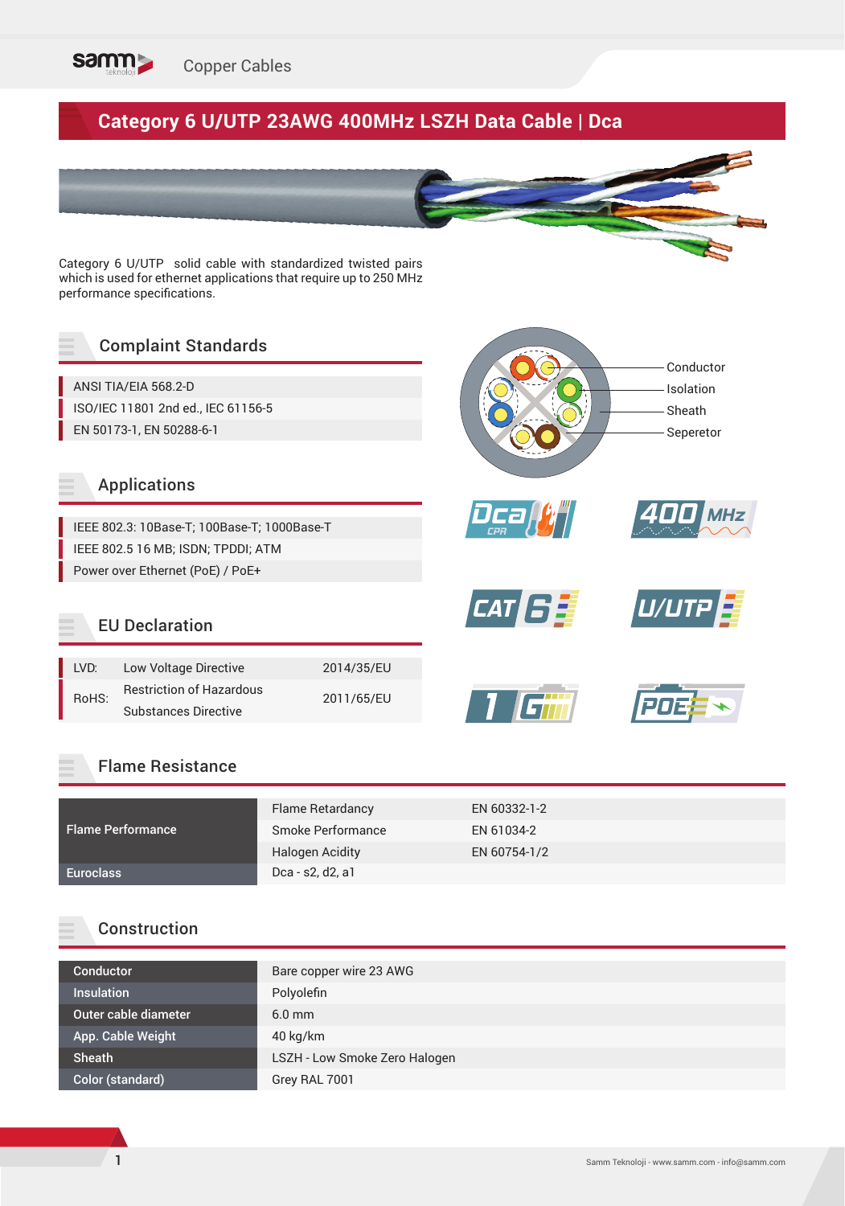# Category 6 U/UTP 23AWG 400MHz LSZH Data Cable | Dca

Category 6 U/UTP solid cable with standardized twisted pairs which is used for ethernet applications that require up to 250 MHz performance specifications.

Conductor
Isolation
Sheath
Seperetor

## Complaint Standards

- ANSI TIA/EIA 568.2-D
- ISO/IEC 11801 2nd ed., IEC 61156-5
- EN 50173-1, EN 50288-6-1

## Applications

- IEEE 802.3: 10Base-T; 100Base-T; 1000Base-T
- IEEE 802.5 16 MB; ISDN; TPDDI; ATM
- Power over Ethernet (PoE) / PoE+

## EU Declaration

| | | |
|---|---|---|
| LVD: | Low Voltage Directive | 2014/35/EU |
| RoHS: | Restriction of Hazardous Substances Directive | 2011/65/EU |

## Flame Resistance

| | | |
|---|---|---|
| Flame Performance | Flame Retardancy | EN 60332-1-2 |
| | Smoke Performance | EN 61034-2 |
| | Halogen Acidity | EN 60754-1/2 |
| Euroclass | Dca - s2, d2, a1 | |

## Construction

| | |
|---|---|
| Conductor | Bare copper wire 23 AWG |
| Insulation | Polyolefin |
| Outer cable diameter | 6.0 mm |
| App. Cable Weight | 40 kg/km |
| Sheath | LSZH - Low Smoke Zero Halogen |
| Color (standard) | Grey RAL 7001 |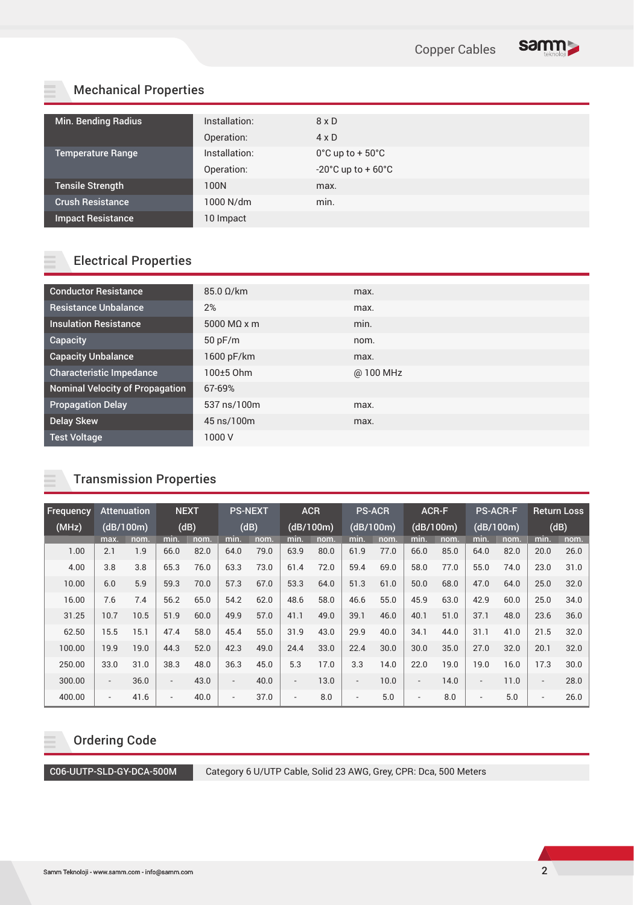## Mechanical Properties

| | | |
|---|---|---|
| Min. Bending Radius | Installation: | 8 x D |
| | Operation: | 4 x D |
| Temperature Range | Installation: | 0°C up to + 50°C |
| | Operation: | -20°C up to + 60°C |
| Tensile Strength | 100N | max. |
| Crush Resistance | 1000 N/dm | min. |
| Impact Resistance | 10 Impact | |

## Electrical Properties

| | | |
|---|---|---|
| Conductor Resistance | 85.0 Ω/km | max. |
| Resistance Unbalance | 2% | max. |
| Insulation Resistance | 5000 MΩ x m | min. |
| Capacity | 50 pF/m | nom. |
| Capacity Unbalance | 1600 pF/km | max. |
| Characteristic Impedance | 100±5 Ohm | @ 100 MHz |
| Nominal Velocity of Propagation | 67-69% | |
| Propagation Delay | 537 ns/100m | max. |
| Delay Skew | 45 ns/100m | max. |
| Test Voltage | 1000 V | |

## Transmission Properties

| Frequency (MHz) | Attenuation (dB/100m) | | NEXT (dB) | | PS-NEXT (dB) | | ACR (dB/100m) | | PS-ACR (dB/100m) | | ACR-F (dB/100m) | | PS-ACR-F (dB/100m) | | Return Loss (dB) | |
|---|---|---|---|---|---|---|---|---|---|---|---|---|---|---|---|---|
| | max. | nom. | min. | nom. | min. | nom. | min. | nom. | min. | nom. | min. | nom. | min. | nom. | min. | nom. |
| 1.00 | 2.1 | 1.9 | 66.0 | 82.0 | 64.0 | 79.0 | 63.9 | 80.0 | 61.9 | 77.0 | 66.0 | 85.0 | 64.0 | 82.0 | 20.0 | 26.0 |
| 4.00 | 3.8 | 3.8 | 65.3 | 76.0 | 63.3 | 73.0 | 61.4 | 72.0 | 59.4 | 69.0 | 58.0 | 77.0 | 55.0 | 74.0 | 23.0 | 31.0 |
| 10.00 | 6.0 | 5.9 | 59.3 | 70.0 | 57.3 | 67.0 | 53.3 | 64.0 | 51.3 | 61.0 | 50.0 | 68.0 | 47.0 | 64.0 | 25.0 | 32.0 |
| 16.00 | 7.6 | 7.4 | 56.2 | 65.0 | 54.2 | 62.0 | 48.6 | 58.0 | 46.6 | 55.0 | 45.9 | 63.0 | 42.9 | 60.0 | 25.0 | 34.0 |
| 31.25 | 10.7 | 10.5 | 51.9 | 60.0 | 49.9 | 57.0 | 41.1 | 49.0 | 39.1 | 46.0 | 40.1 | 51.0 | 37.1 | 48.0 | 23.6 | 36.0 |
| 62.50 | 15.5 | 15.1 | 47.4 | 58.0 | 45.4 | 55.0 | 31.9 | 43.0 | 29.9 | 40.0 | 34.1 | 44.0 | 31.1 | 41.0 | 21.5 | 32.0 |
| 100.00 | 19.9 | 19.0 | 44.3 | 52.0 | 42.3 | 49.0 | 24.4 | 33.0 | 22.4 | 30.0 | 30.0 | 35.0 | 27.0 | 32.0 | 20.1 | 32.0 |
| 250.00 | 33.0 | 31.0 | 38.3 | 48.0 | 36.3 | 45.0 | 5.3 | 17.0 | 3.3 | 14.0 | 22.0 | 19.0 | 19.0 | 16.0 | 17.3 | 30.0 |
| 300.00 | - | 36.0 | - | 43.0 | - | 40.0 | - | 13.0 | - | 10.0 | - | 14.0 | - | 11.0 | - | 28.0 |
| 400.00 | - | 41.6 | - | 40.0 | - | 37.0 | - | 8.0 | - | 5.0 | - | 8.0 | - | 5.0 | - | 26.0 |

## Ordering Code

| | |
|---|---|
| C06-UUTP-SLD-GY-DCA-500M | Category 6 U/UTP Cable, Solid 23 AWG, Grey, CPR: Dca, 500 Meters |